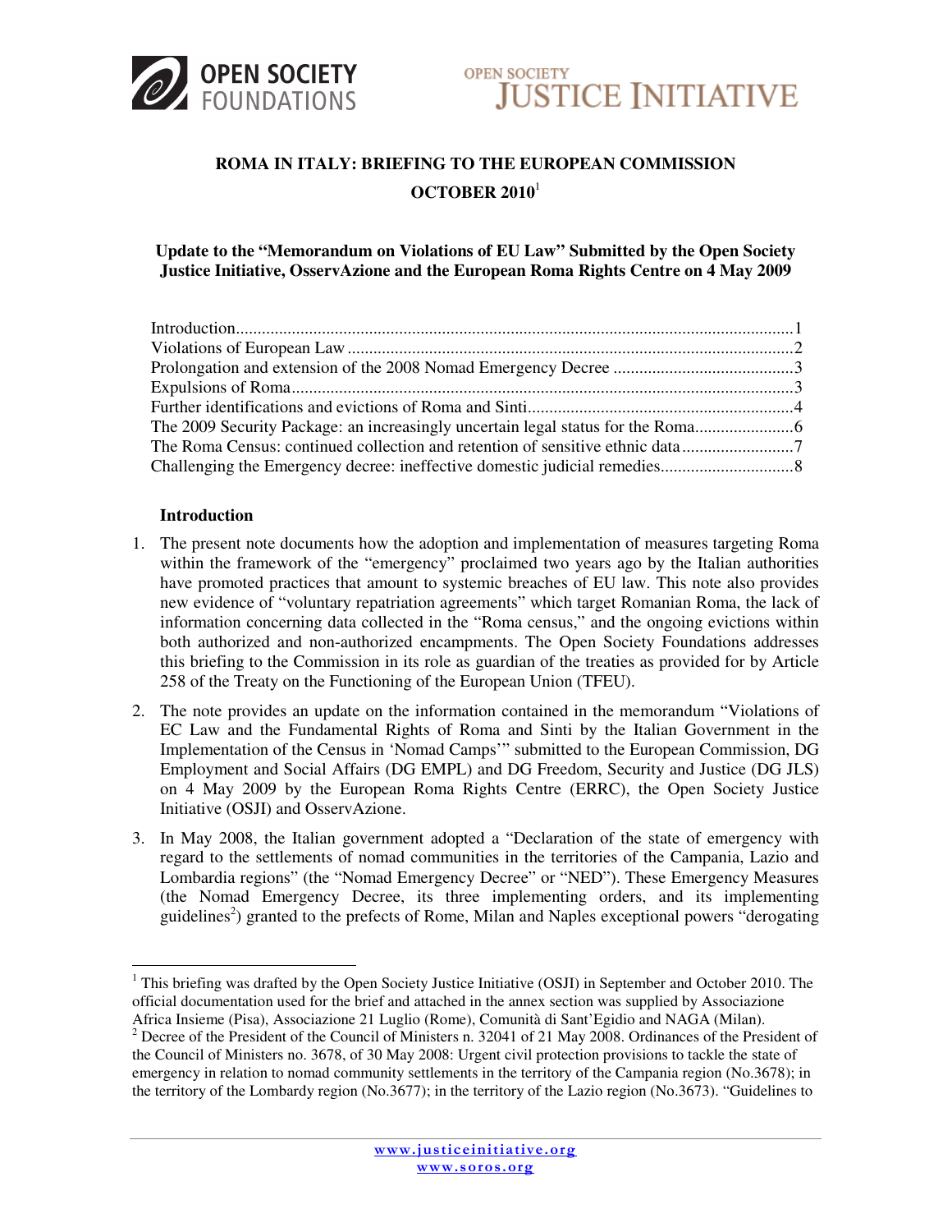# ROMA IN ITALY: BRIEFING TO THE EUROPEAN COMMISSION OCTOBER 2010[1]

**Update to the "Memorandum on Violations of EU Law" Submitted by the Open Society Justice Initiative, OsservAzione and the European Roma Rights Centre on 4 May 2009**

- Introduction ..... 1
- Violations of European Law ..... 2
- Prolongation and extension of the 2008 Nomad Emergency Decree ..... 3
- Expulsions of Roma ..... 3
- Further identifications and evictions of Roma and Sinti ..... 4
- The 2009 Security Package: an increasingly uncertain legal status for the Roma ..... 6
- The Roma Census: continued collection and retention of sensitive ethnic data ..... 7
- Challenging the Emergency decree: ineffective domestic judicial remedies ..... 8

## Introduction

1. The present note documents how the adoption and implementation of measures targeting Roma within the framework of the "emergency" proclaimed two years ago by the Italian authorities have promoted practices that amount to systemic breaches of EU law. This note also provides new evidence of "voluntary repatriation agreements" which target Romanian Roma, the lack of information concerning data collected in the "Roma census," and the ongoing evictions within both authorized and non-authorized encampments. The Open Society Foundations addresses this briefing to the Commission in its role as guardian of the treaties as provided for by Article 258 of the Treaty on the Functioning of the European Union (TFEU).

2. The note provides an update on the information contained in the memorandum "Violations of EC Law and the Fundamental Rights of Roma and Sinti by the Italian Government in the Implementation of the Census in 'Nomad Camps'" submitted to the European Commission, DG Employment and Social Affairs (DG EMPL) and DG Freedom, Security and Justice (DG JLS) on 4 May 2009 by the European Roma Rights Centre (ERRC), the Open Society Justice Initiative (OSJI) and OsservAzione.

3. In May 2008, the Italian government adopted a "Declaration of the state of emergency with regard to the settlements of nomad communities in the territories of the Campania, Lazio and Lombardia regions" (the "Nomad Emergency Decree" or "NED"). These Emergency Measures (the Nomad Emergency Decree, its three implementing orders, and its implementing guidelines[2]) granted to the prefects of Rome, Milan and Naples exceptional powers "derogating

---

[1] This briefing was drafted by the Open Society Justice Initiative (OSJI) in September and October 2010. The official documentation used for the brief and attached in the annex section was supplied by Associazione Africa Insieme (Pisa), Associazione 21 Luglio (Rome), Comunità di Sant'Egidio and NAGA (Milan).

[2] Decree of the President of the Council of Ministers n. 32041 of 21 May 2008. Ordinances of the President of the Council of Ministers no. 3678, of 30 May 2008: Urgent civil protection provisions to tackle the state of emergency in relation to nomad community settlements in the territory of the Campania region (No.3678); in the territory of the Lombardy region (No.3677); in the territory of the Lazio region (No.3673). "Guidelines to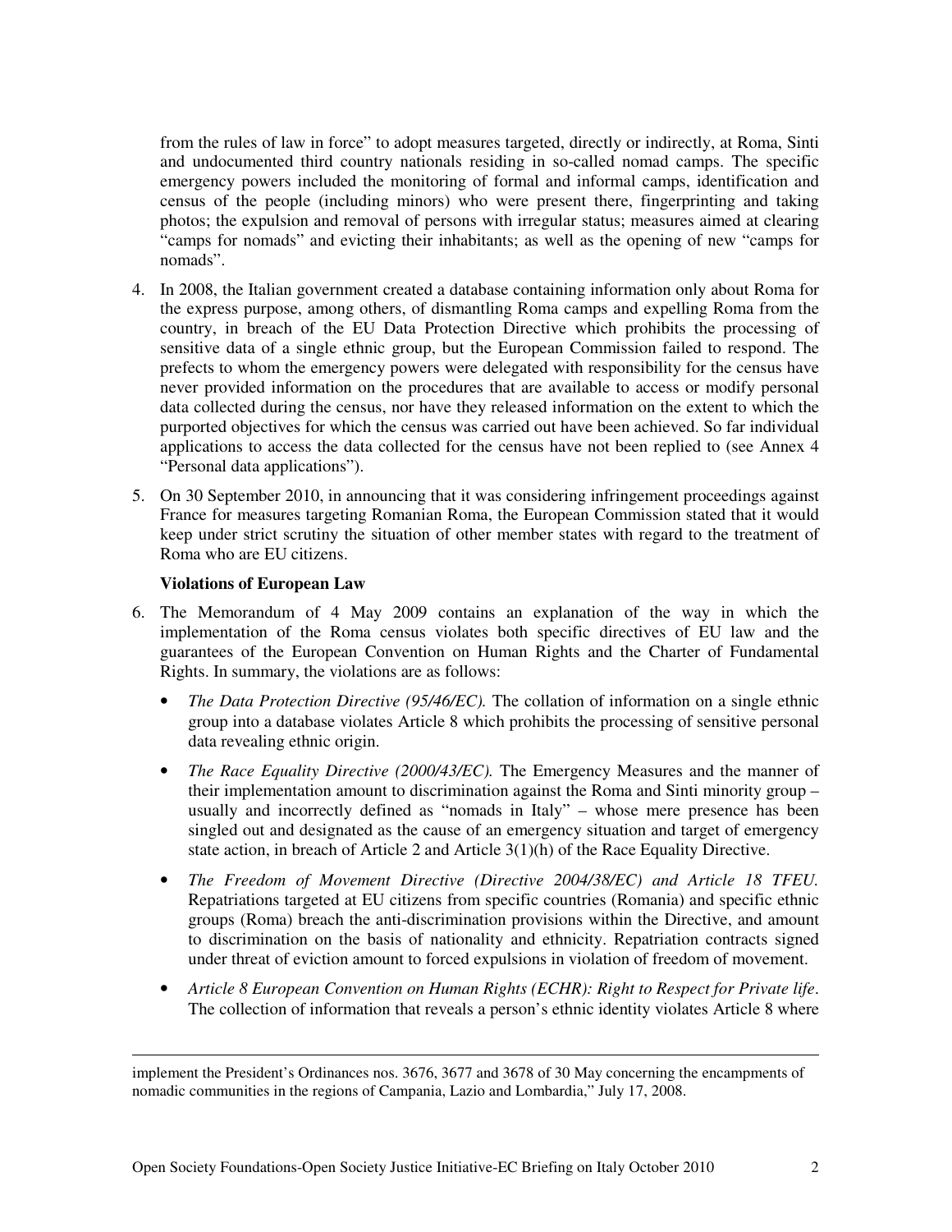from the rules of law in force" to adopt measures targeted, directly or indirectly, at Roma, Sinti and undocumented third country nationals residing in so-called nomad camps. The specific emergency powers included the monitoring of formal and informal camps, identification and census of the people (including minors) who were present there, fingerprinting and taking photos; the expulsion and removal of persons with irregular status; measures aimed at clearing "camps for nomads" and evicting their inhabitants; as well as the opening of new "camps for nomads".

4. In 2008, the Italian government created a database containing information only about Roma for the express purpose, among others, of dismantling Roma camps and expelling Roma from the country, in breach of the EU Data Protection Directive which prohibits the processing of sensitive data of a single ethnic group, but the European Commission failed to respond. The prefects to whom the emergency powers were delegated with responsibility for the census have never provided information on the procedures that are available to access or modify personal data collected during the census, nor have they released information on the extent to which the purported objectives for which the census was carried out have been achieved. So far individual applications to access the data collected for the census have not been replied to (see Annex 4 "Personal data applications").

5. On 30 September 2010, in announcing that it was considering infringement proceedings against France for measures targeting Romanian Roma, the European Commission stated that it would keep under strict scrutiny the situation of other member states with regard to the treatment of Roma who are EU citizens.

**Violations of European Law**

6. The Memorandum of 4 May 2009 contains an explanation of the way in which the implementation of the Roma census violates both specific directives of EU law and the guarantees of the European Convention on Human Rights and the Charter of Fundamental Rights. In summary, the violations are as follows:

   - *The Data Protection Directive (95/46/EC).* The collation of information on a single ethnic group into a database violates Article 8 which prohibits the processing of sensitive personal data revealing ethnic origin.
   - *The Race Equality Directive (2000/43/EC).* The Emergency Measures and the manner of their implementation amount to discrimination against the Roma and Sinti minority group – usually and incorrectly defined as "nomads in Italy" – whose mere presence has been singled out and designated as the cause of an emergency situation and target of emergency state action, in breach of Article 2 and Article 3(1)(h) of the Race Equality Directive.
   - *The Freedom of Movement Directive (Directive 2004/38/EC) and Article 18 TFEU.* Repatriations targeted at EU citizens from specific countries (Romania) and specific ethnic groups (Roma) breach the anti-discrimination provisions within the Directive, and amount to discrimination on the basis of nationality and ethnicity. Repatriation contracts signed under threat of eviction amount to forced expulsions in violation of freedom of movement.
   - *Article 8 European Convention on Human Rights (ECHR): Right to Respect for Private life.* The collection of information that reveals a person's ethnic identity violates Article 8 where

---

implement the President's Ordinances nos. 3676, 3677 and 3678 of 30 May concerning the encampments of nomadic communities in the regions of Campania, Lazio and Lombardia," July 17, 2008.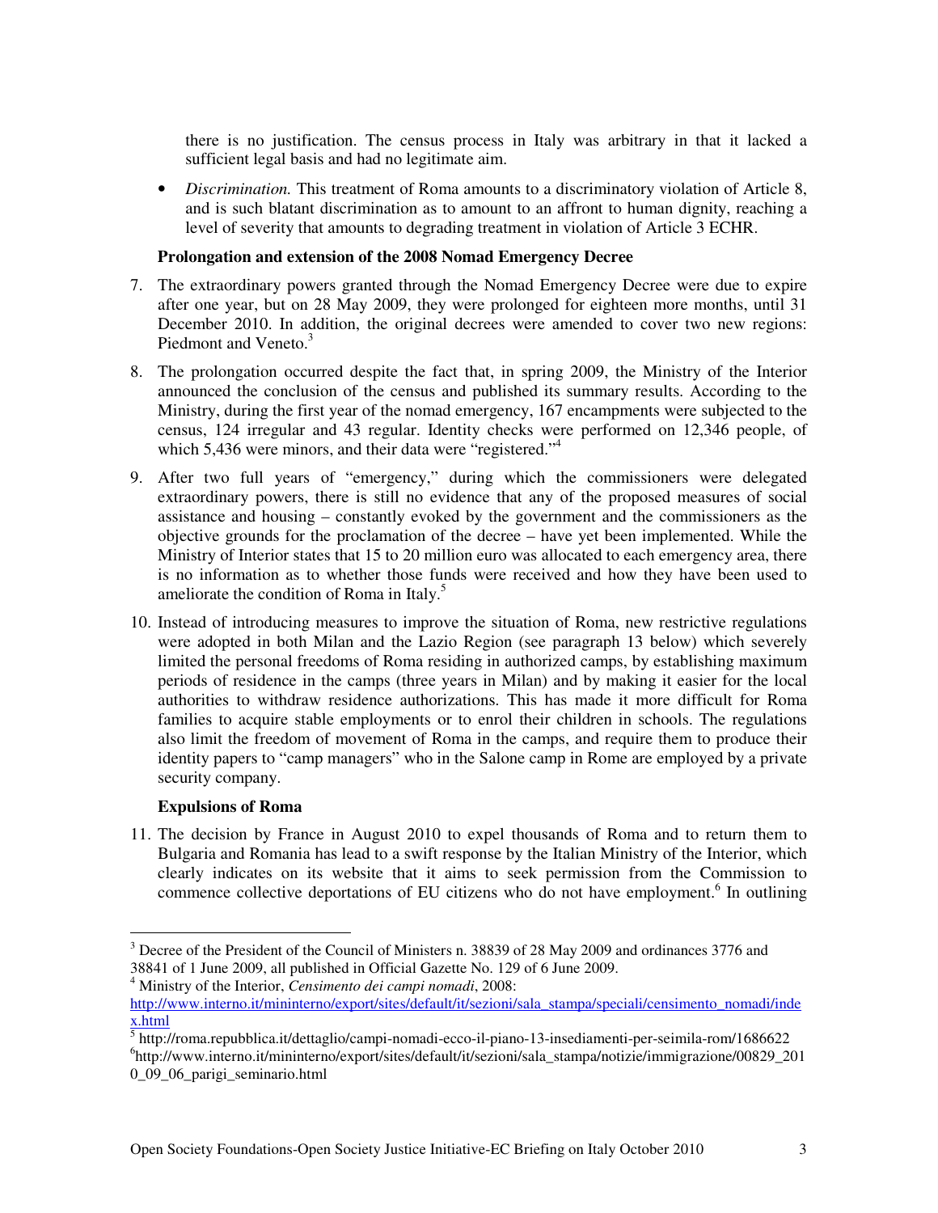there is no justification. The census process in Italy was arbitrary in that it lacked a sufficient legal basis and had no legitimate aim.

- *Discrimination.* This treatment of Roma amounts to a discriminatory violation of Article 8, and is such blatant discrimination as to amount to an affront to human dignity, reaching a level of severity that amounts to degrading treatment in violation of Article 3 ECHR.

**Prolongation and extension of the 2008 Nomad Emergency Decree**

7. The extraordinary powers granted through the Nomad Emergency Decree were due to expire after one year, but on 28 May 2009, they were prolonged for eighteen more months, until 31 December 2010. In addition, the original decrees were amended to cover two new regions: Piedmont and Veneto.[3]

8. The prolongation occurred despite the fact that, in spring 2009, the Ministry of the Interior announced the conclusion of the census and published its summary results. According to the Ministry, during the first year of the nomad emergency, 167 encampments were subjected to the census, 124 irregular and 43 regular. Identity checks were performed on 12,346 people, of which 5,436 were minors, and their data were "registered."[4]

9. After two full years of "emergency," during which the commissioners were delegated extraordinary powers, there is still no evidence that any of the proposed measures of social assistance and housing – constantly evoked by the government and the commissioners as the objective grounds for the proclamation of the decree – have yet been implemented. While the Ministry of Interior states that 15 to 20 million euro was allocated to each emergency area, there is no information as to whether those funds were received and how they have been used to ameliorate the condition of Roma in Italy.[5]

10. Instead of introducing measures to improve the situation of Roma, new restrictive regulations were adopted in both Milan and the Lazio Region (see paragraph 13 below) which severely limited the personal freedoms of Roma residing in authorized camps, by establishing maximum periods of residence in the camps (three years in Milan) and by making it easier for the local authorities to withdraw residence authorizations. This has made it more difficult for Roma families to acquire stable employments or to enrol their children in schools. The regulations also limit the freedom of movement of Roma in the camps, and require them to produce their identity papers to "camp managers" who in the Salone camp in Rome are employed by a private security company.

**Expulsions of Roma**

11. The decision by France in August 2010 to expel thousands of Roma and to return them to Bulgaria and Romania has lead to a swift response by the Italian Ministry of the Interior, which clearly indicates on its website that it aims to seek permission from the Commission to commence collective deportations of EU citizens who do not have employment.[6] In outlining

---

[3] Decree of the President of the Council of Ministers n. 38839 of 28 May 2009 and ordinances 3776 and 38841 of 1 June 2009, all published in Official Gazette No. 129 of 6 June 2009.

[4] Ministry of the Interior, *Censimento dei campi nomadi*, 2008: http://www.interno.it/mininterno/export/sites/default/it/sezioni/sala_stampa/speciali/censimento_nomadi/index.html

[5] http://roma.repubblica.it/dettaglio/campi-nomadi-ecco-il-piano-13-insediamenti-per-seimila-rom/1686622

[6] http://www.interno.it/mininterno/export/sites/default/it/sezioni/sala_stampa/notizie/immigrazione/00829_2010_09_06_parigi_seminario.html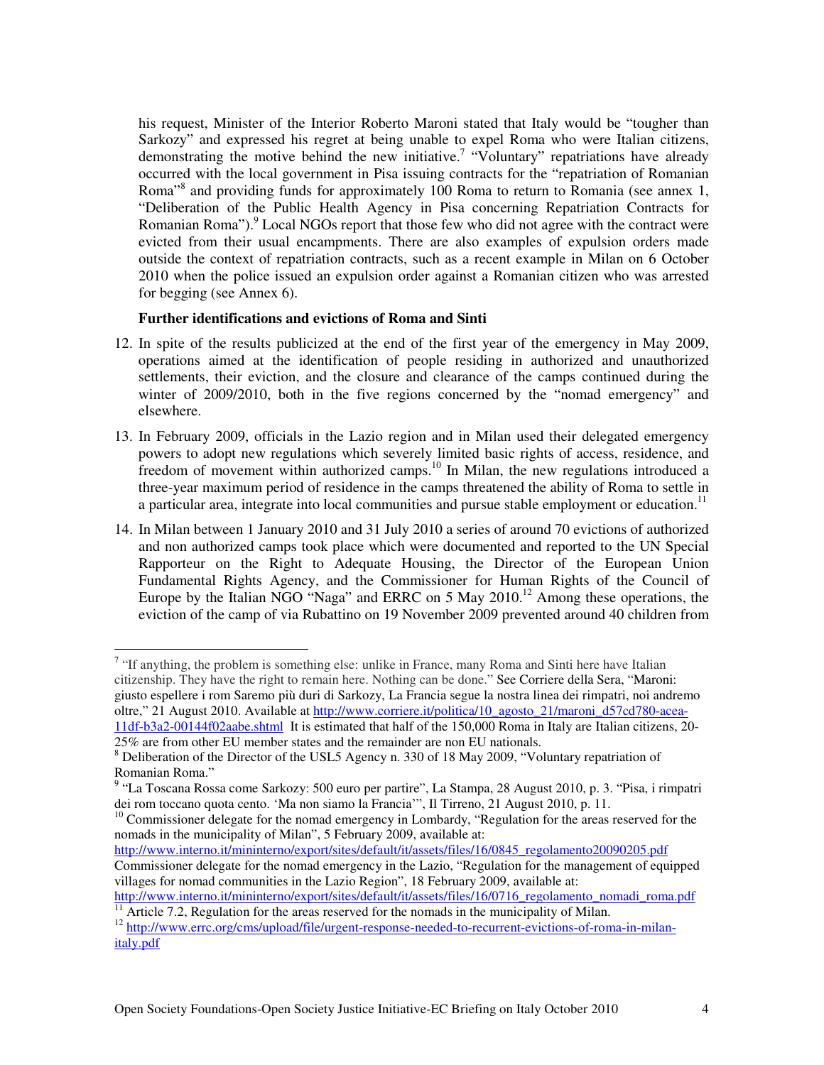his request, Minister of the Interior Roberto Maroni stated that Italy would be "tougher than Sarkozy" and expressed his regret at being unable to expel Roma who were Italian citizens, demonstrating the motive behind the new initiative.[7] "Voluntary" repatriations have already occurred with the local government in Pisa issuing contracts for the "repatriation of Romanian Roma"[8] and providing funds for approximately 100 Roma to return to Romania (see annex 1, "Deliberation of the Public Health Agency in Pisa concerning Repatriation Contracts for Romanian Roma").[9] Local NGOs report that those few who did not agree with the contract were evicted from their usual encampments. There are also examples of expulsion orders made outside the context of repatriation contracts, such as a recent example in Milan on 6 October 2010 when the police issued an expulsion order against a Romanian citizen who was arrested for begging (see Annex 6).

**Further identifications and evictions of Roma and Sinti**

12. In spite of the results publicized at the end of the first year of the emergency in May 2009, operations aimed at the identification of people residing in authorized and unauthorized settlements, their eviction, and the closure and clearance of the camps continued during the winter of 2009/2010, both in the five regions concerned by the "nomad emergency" and elsewhere.

13. In February 2009, officials in the Lazio region and in Milan used their delegated emergency powers to adopt new regulations which severely limited basic rights of access, residence, and freedom of movement within authorized camps.[10] In Milan, the new regulations introduced a three-year maximum period of residence in the camps threatened the ability of Roma to settle in a particular area, integrate into local communities and pursue stable employment or education.[11]

14. In Milan between 1 January 2010 and 31 July 2010 a series of around 70 evictions of authorized and non authorized camps took place which were documented and reported to the UN Special Rapporteur on the Right to Adequate Housing, the Director of the European Union Fundamental Rights Agency, and the Commissioner for Human Rights of the Council of Europe by the Italian NGO "Naga" and ERRC on 5 May 2010.[12] Among these operations, the eviction of the camp of via Rubattino on 19 November 2009 prevented around 40 children from

---

[7] "If anything, the problem is something else: unlike in France, many Roma and Sinti here have Italian citizenship. They have the right to remain here. Nothing can be done." See Corriere della Sera, "Maroni: giusto espellere i rom Saremo più duri di Sarkozy, La Francia segue la nostra linea dei rimpatri, noi andremo oltre," 21 August 2010. Available at http://www.corriere.it/politica/10_agosto_21/maroni_d57cd780-acea-11df-b3a2-00144f02aabe.shtml It is estimated that half of the 150,000 Roma in Italy are Italian citizens, 20-25% are from other EU member states and the remainder are non EU nationals.

[8] Deliberation of the Director of the USL5 Agency n. 330 of 18 May 2009, "Voluntary repatriation of Romanian Roma."

[9] "La Toscana Rossa come Sarkozy: 500 euro per partire", La Stampa, 28 August 2010, p. 3. "Pisa, i rimpatri dei rom toccano quota cento. 'Ma non siamo la Francia'", Il Tirreno, 21 August 2010, p. 11.

[10] Commissioner delegate for the nomad emergency in Lombardy, "Regulation for the areas reserved for the nomads in the municipality of Milan", 5 February 2009, available at: http://www.interno.it/mininterno/export/sites/default/it/assets/files/16/0845_regolamento20090205.pdf
Commissioner delegate for the nomad emergency in the Lazio, "Regulation for the management of equipped villages for nomad communities in the Lazio Region", 18 February 2009, available at: http://www.interno.it/mininterno/export/sites/default/it/assets/files/16/0716_regolamento_nomadi_roma.pdf

[11] Article 7.2, Regulation for the areas reserved for the nomads in the municipality of Milan.

[12] http://www.errc.org/cms/upload/file/urgent-response-needed-to-recurrent-evictions-of-roma-in-milan-italy.pdf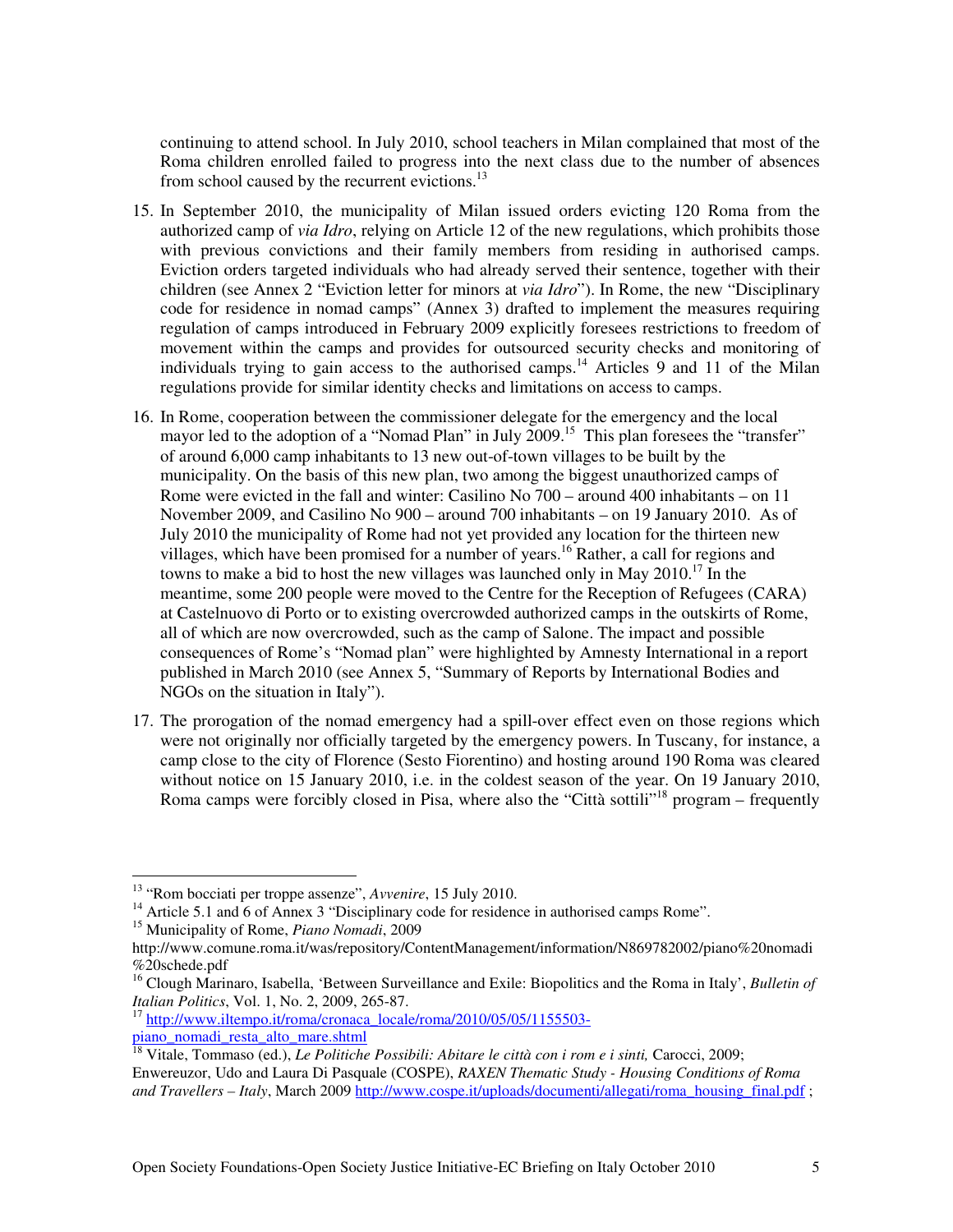continuing to attend school. In July 2010, school teachers in Milan complained that most of the Roma children enrolled failed to progress into the next class due to the number of absences from school caused by the recurrent evictions.[13]

15. In September 2010, the municipality of Milan issued orders evicting 120 Roma from the authorized camp of *via Idro*, relying on Article 12 of the new regulations, which prohibits those with previous convictions and their family members from residing in authorised camps. Eviction orders targeted individuals who had already served their sentence, together with their children (see Annex 2 "Eviction letter for minors at *via Idro*"). In Rome, the new "Disciplinary code for residence in nomad camps" (Annex 3) drafted to implement the measures requiring regulation of camps introduced in February 2009 explicitly foresees restrictions to freedom of movement within the camps and provides for outsourced security checks and monitoring of individuals trying to gain access to the authorised camps.[14] Articles 9 and 11 of the Milan regulations provide for similar identity checks and limitations on access to camps.

16. In Rome, cooperation between the commissioner delegate for the emergency and the local mayor led to the adoption of a "Nomad Plan" in July 2009.[15] This plan foresees the "transfer" of around 6,000 camp inhabitants to 13 new out-of-town villages to be built by the municipality. On the basis of this new plan, two among the biggest unauthorized camps of Rome were evicted in the fall and winter: Casilino No 700 – around 400 inhabitants – on 11 November 2009, and Casilino No 900 – around 700 inhabitants – on 19 January 2010. As of July 2010 the municipality of Rome had not yet provided any location for the thirteen new villages, which have been promised for a number of years.[16] Rather, a call for regions and towns to make a bid to host the new villages was launched only in May 2010.[17] In the meantime, some 200 people were moved to the Centre for the Reception of Refugees (CARA) at Castelnuovo di Porto or to existing overcrowded authorized camps in the outskirts of Rome, all of which are now overcrowded, such as the camp of Salone. The impact and possible consequences of Rome's "Nomad plan" were highlighted by Amnesty International in a report published in March 2010 (see Annex 5, "Summary of Reports by International Bodies and NGOs on the situation in Italy").

17. The prorogation of the nomad emergency had a spill-over effect even on those regions which were not originally nor officially targeted by the emergency powers. In Tuscany, for instance, a camp close to the city of Florence (Sesto Fiorentino) and hosting around 190 Roma was cleared without notice on 15 January 2010, i.e. in the coldest season of the year. On 19 January 2010, Roma camps were forcibly closed in Pisa, where also the "Città sottili"[18] program – frequently

---

[13] "Rom bocciati per troppe assenze", *Avvenire*, 15 July 2010.

[14] Article 5.1 and 6 of Annex 3 "Disciplinary code for residence in authorised camps Rome".

[15] Municipality of Rome, *Piano Nomadi*, 2009 http://www.comune.roma.it/was/repository/ContentManagement/information/N869782002/piano%20nomadi%20schede.pdf

[16] Clough Marinaro, Isabella, 'Between Surveillance and Exile: Biopolitics and the Roma in Italy', *Bulletin of Italian Politics*, Vol. 1, No. 2, 2009, 265-87.

[17] http://www.iltempo.it/roma/cronaca_locale/roma/2010/05/05/1155503-piano_nomadi_resta_alto_mare.shtml

[18] Vitale, Tommaso (ed.), *Le Politiche Possibili: Abitare le città con i rom e i sinti,* Carocci, 2009; Enwereuzor, Udo and Laura Di Pasquale (COSPE), *RAXEN Thematic Study - Housing Conditions of Roma and Travellers – Italy*, March 2009 http://www.cospe.it/uploads/documenti/allegati/roma_housing_final.pdf ;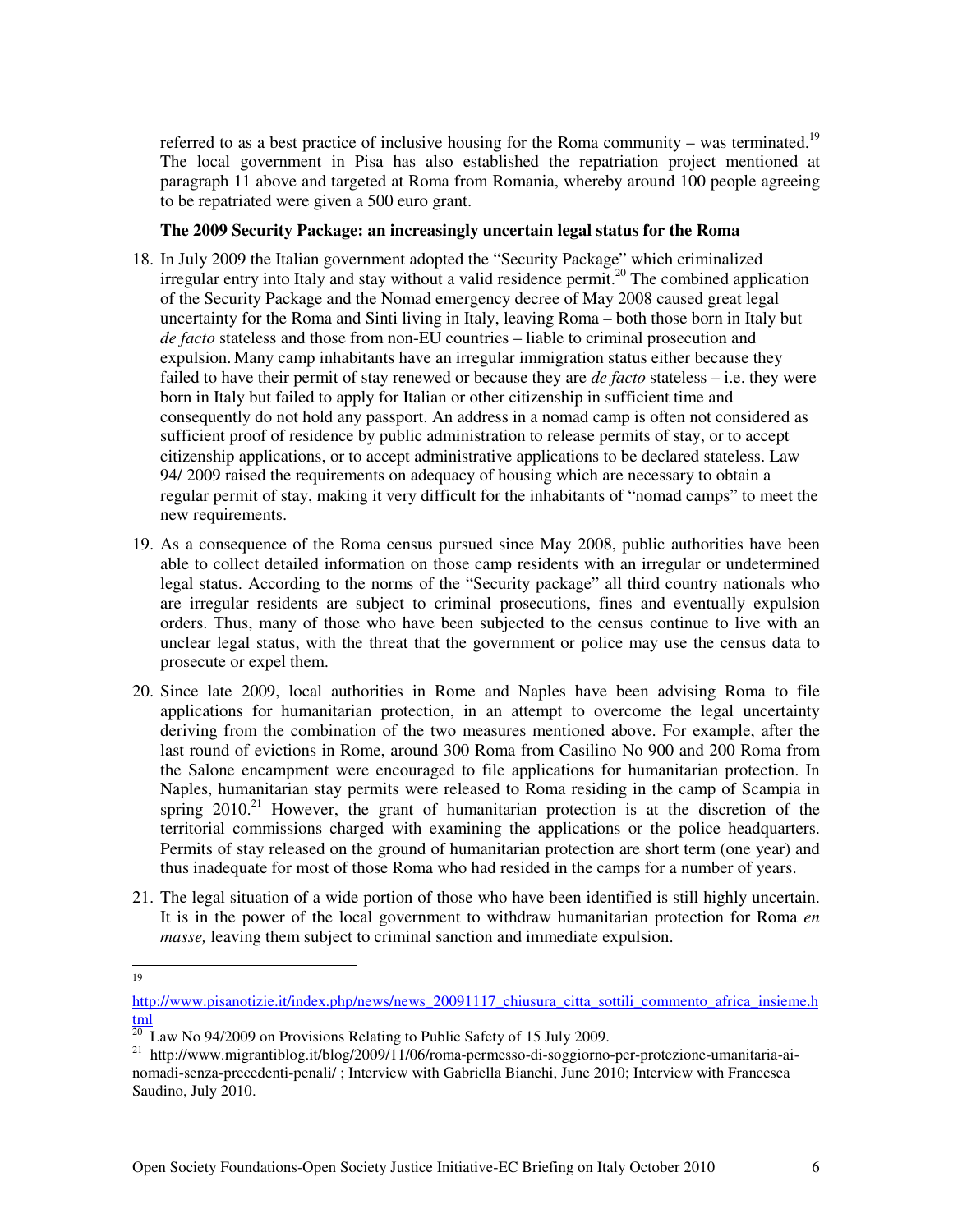referred to as a best practice of inclusive housing for the Roma community – was terminated.[19] The local government in Pisa has also established the repatriation project mentioned at paragraph 11 above and targeted at Roma from Romania, whereby around 100 people agreeing to be repatriated were given a 500 euro grant.

**The 2009 Security Package: an increasingly uncertain legal status for the Roma**

18. In July 2009 the Italian government adopted the "Security Package" which criminalized irregular entry into Italy and stay without a valid residence permit.[20] The combined application of the Security Package and the Nomad emergency decree of May 2008 caused great legal uncertainty for the Roma and Sinti living in Italy, leaving Roma – both those born in Italy but *de facto* stateless and those from non-EU countries – liable to criminal prosecution and expulsion. Many camp inhabitants have an irregular immigration status either because they failed to have their permit of stay renewed or because they are *de facto* stateless – i.e. they were born in Italy but failed to apply for Italian or other citizenship in sufficient time and consequently do not hold any passport. An address in a nomad camp is often not considered as sufficient proof of residence by public administration to release permits of stay, or to accept citizenship applications, or to accept administrative applications to be declared stateless. Law 94/ 2009 raised the requirements on adequacy of housing which are necessary to obtain a regular permit of stay, making it very difficult for the inhabitants of "nomad camps" to meet the new requirements.

19. As a consequence of the Roma census pursued since May 2008, public authorities have been able to collect detailed information on those camp residents with an irregular or undetermined legal status. According to the norms of the "Security package" all third country nationals who are irregular residents are subject to criminal prosecutions, fines and eventually expulsion orders. Thus, many of those who have been subjected to the census continue to live with an unclear legal status, with the threat that the government or police may use the census data to prosecute or expel them.

20. Since late 2009, local authorities in Rome and Naples have been advising Roma to file applications for humanitarian protection, in an attempt to overcome the legal uncertainty deriving from the combination of the two measures mentioned above. For example, after the last round of evictions in Rome, around 300 Roma from Casilino No 900 and 200 Roma from the Salone encampment were encouraged to file applications for humanitarian protection. In Naples, humanitarian stay permits were released to Roma residing in the camp of Scampia in spring 2010.[21] However, the grant of humanitarian protection is at the discretion of the territorial commissions charged with examining the applications or the police headquarters. Permits of stay released on the ground of humanitarian protection are short term (one year) and thus inadequate for most of those Roma who had resided in the camps for a number of years.

21. The legal situation of a wide portion of those who have been identified is still highly uncertain. It is in the power of the local government to withdraw humanitarian protection for Roma *en masse,* leaving them subject to criminal sanction and immediate expulsion.

---

[19] http://www.pisanotizie.it/index.php/news/news_20091117_chiusura_citta_sottili_commento_africa_insieme.html

[20] Law No 94/2009 on Provisions Relating to Public Safety of 15 July 2009.

[21] http://www.migrantiblog.it/blog/2009/11/06/roma-permesso-di-soggiorno-per-protezione-umanitaria-ai-nomadi-senza-precedenti-penali/ ; Interview with Gabriella Bianchi, June 2010; Interview with Francesca Saudino, July 2010.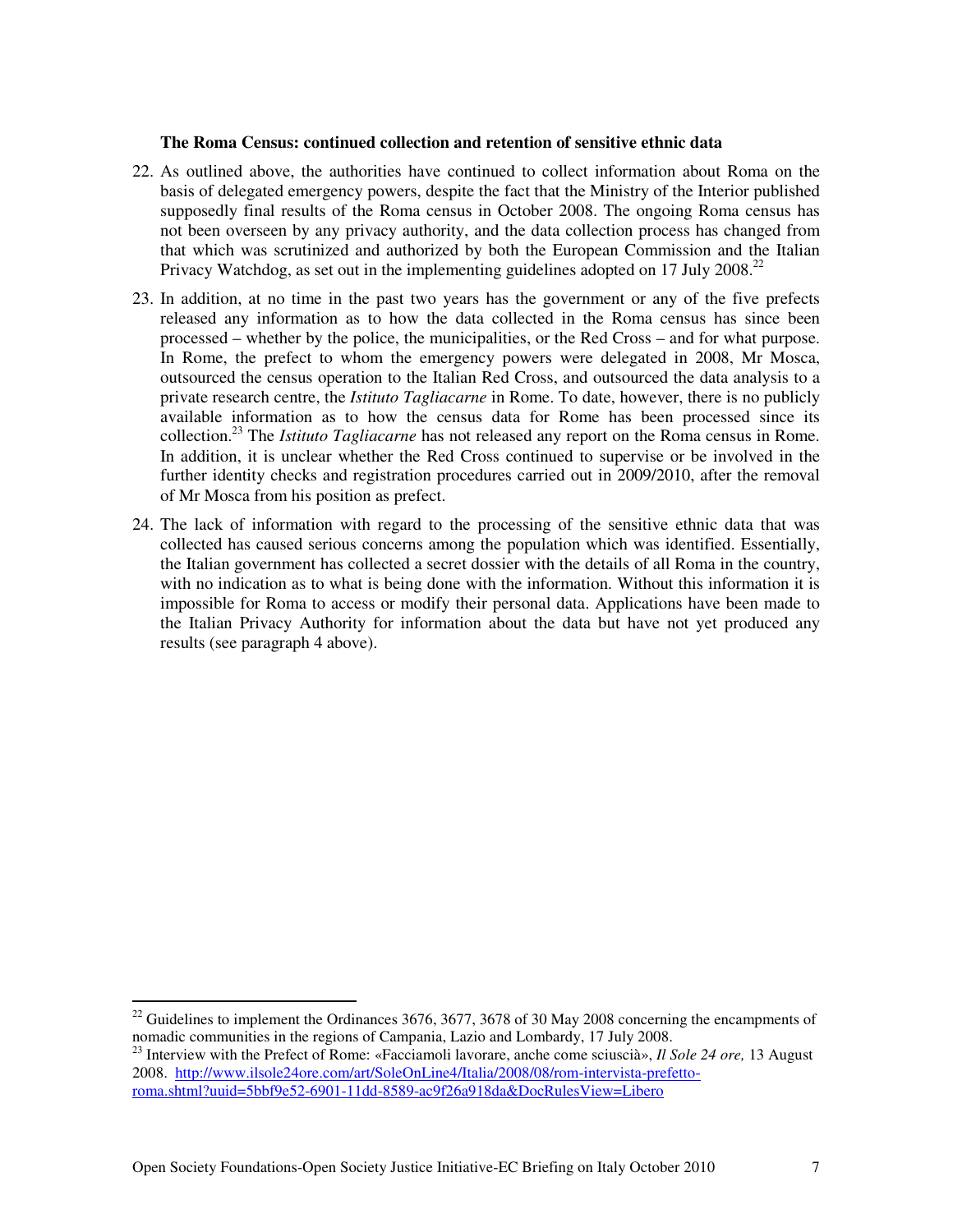**The Roma Census: continued collection and retention of sensitive ethnic data**

22. As outlined above, the authorities have continued to collect information about Roma on the basis of delegated emergency powers, despite the fact that the Ministry of the Interior published supposedly final results of the Roma census in October 2008. The ongoing Roma census has not been overseen by any privacy authority, and the data collection process has changed from that which was scrutinized and authorized by both the European Commission and the Italian Privacy Watchdog, as set out in the implementing guidelines adopted on 17 July 2008.[22]

23. In addition, at no time in the past two years has the government or any of the five prefects released any information as to how the data collected in the Roma census has since been processed – whether by the police, the municipalities, or the Red Cross – and for what purpose. In Rome, the prefect to whom the emergency powers were delegated in 2008, Mr Mosca, outsourced the census operation to the Italian Red Cross, and outsourced the data analysis to a private research centre, the *Istituto Tagliacarne* in Rome. To date, however, there is no publicly available information as to how the census data for Rome has been processed since its collection.[23] The *Istituto Tagliacarne* has not released any report on the Roma census in Rome. In addition, it is unclear whether the Red Cross continued to supervise or be involved in the further identity checks and registration procedures carried out in 2009/2010, after the removal of Mr Mosca from his position as prefect.

24. The lack of information with regard to the processing of the sensitive ethnic data that was collected has caused serious concerns among the population which was identified. Essentially, the Italian government has collected a secret dossier with the details of all Roma in the country, with no indication as to what is being done with the information. Without this information it is impossible for Roma to access or modify their personal data. Applications have been made to the Italian Privacy Authority for information about the data but have not yet produced any results (see paragraph 4 above).

---

[22] Guidelines to implement the Ordinances 3676, 3677, 3678 of 30 May 2008 concerning the encampments of nomadic communities in the regions of Campania, Lazio and Lombardy, 17 July 2008.

[23] Interview with the Prefect of Rome: «Facciamoli lavorare, anche come sciuscià», *Il Sole 24 ore,* 13 August 2008. [http://www.ilsole24ore.com/art/SoleOnLine4/Italia/2008/08/rom-intervista-prefetto-roma.shtml?uuid=5bbf9e52-6901-11dd-8589-ac9f26a918da&DocRulesView=Libero](http://www.ilsole24ore.com/art/SoleOnLine4/Italia/2008/08/rom-intervista-prefetto-roma.shtml?uuid=5bbf9e52-6901-11dd-8589-ac9f26a918da&DocRulesView=Libero)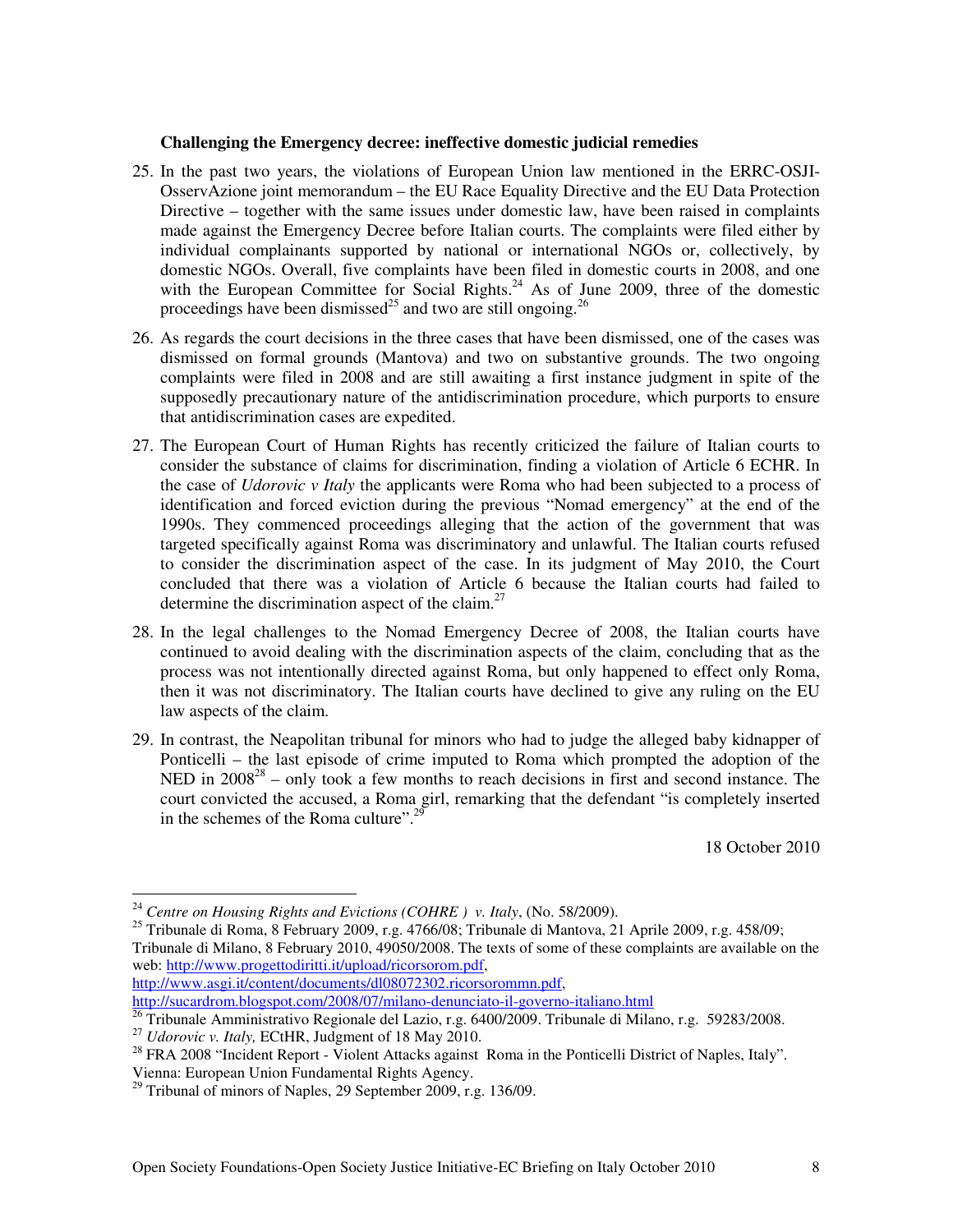**Challenging the Emergency decree: ineffective domestic judicial remedies**

25. In the past two years, the violations of European Union law mentioned in the ERRC-OSJI-OsservAzione joint memorandum – the EU Race Equality Directive and the EU Data Protection Directive – together with the same issues under domestic law, have been raised in complaints made against the Emergency Decree before Italian courts. The complaints were filed either by individual complainants supported by national or international NGOs or, collectively, by domestic NGOs. Overall, five complaints have been filed in domestic courts in 2008, and one with the European Committee for Social Rights.[24] As of June 2009, three of the domestic proceedings have been dismissed[25] and two are still ongoing.[26]

26. As regards the court decisions in the three cases that have been dismissed, one of the cases was dismissed on formal grounds (Mantova) and two on substantive grounds. The two ongoing complaints were filed in 2008 and are still awaiting a first instance judgment in spite of the supposedly precautionary nature of the antidiscrimination procedure, which purports to ensure that antidiscrimination cases are expedited.

27. The European Court of Human Rights has recently criticized the failure of Italian courts to consider the substance of claims for discrimination, finding a violation of Article 6 ECHR. In the case of *Udorovic v Italy* the applicants were Roma who had been subjected to a process of identification and forced eviction during the previous "Nomad emergency" at the end of the 1990s. They commenced proceedings alleging that the action of the government that was targeted specifically against Roma was discriminatory and unlawful. The Italian courts refused to consider the discrimination aspect of the case. In its judgment of May 2010, the Court concluded that there was a violation of Article 6 because the Italian courts had failed to determine the discrimination aspect of the claim.[27]

28. In the legal challenges to the Nomad Emergency Decree of 2008, the Italian courts have continued to avoid dealing with the discrimination aspects of the claim, concluding that as the process was not intentionally directed against Roma, but only happened to effect only Roma, then it was not discriminatory. The Italian courts have declined to give any ruling on the EU law aspects of the claim.

29. In contrast, the Neapolitan tribunal for minors who had to judge the alleged baby kidnapper of Ponticelli – the last episode of crime imputed to Roma which prompted the adoption of the NED in 2008[28] – only took a few months to reach decisions in first and second instance. The court convicted the accused, a Roma girl, remarking that the defendant "is completely inserted in the schemes of the Roma culture".[29]

18 October 2010

---

[24] *Centre on Housing Rights and Evictions (COHRE ) v. Italy*, (No. 58/2009).

[25] Tribunale di Roma, 8 February 2009, r.g. 4766/08; Tribunale di Mantova, 21 Aprile 2009, r.g. 458/09; Tribunale di Milano, 8 February 2010, 49050/2008. The texts of some of these complaints are available on the web: http://www.progettodiritti.it/upload/ricorsorom.pdf, http://www.asgi.it/content/documents/dl08072302.ricorsorommn.pdf, http://sucardrom.blogspot.com/2008/07/milano-denunciato-il-governo-italiano.html

[26] Tribunale Amministrativo Regionale del Lazio, r.g. 6400/2009. Tribunale di Milano, r.g. 59283/2008.

[27] *Udorovic v. Italy,* ECtHR, Judgment of 18 May 2010.

[28] FRA 2008 "Incident Report - Violent Attacks against Roma in the Ponticelli District of Naples, Italy". Vienna: European Union Fundamental Rights Agency.

[29] Tribunal of minors of Naples, 29 September 2009, r.g. 136/09.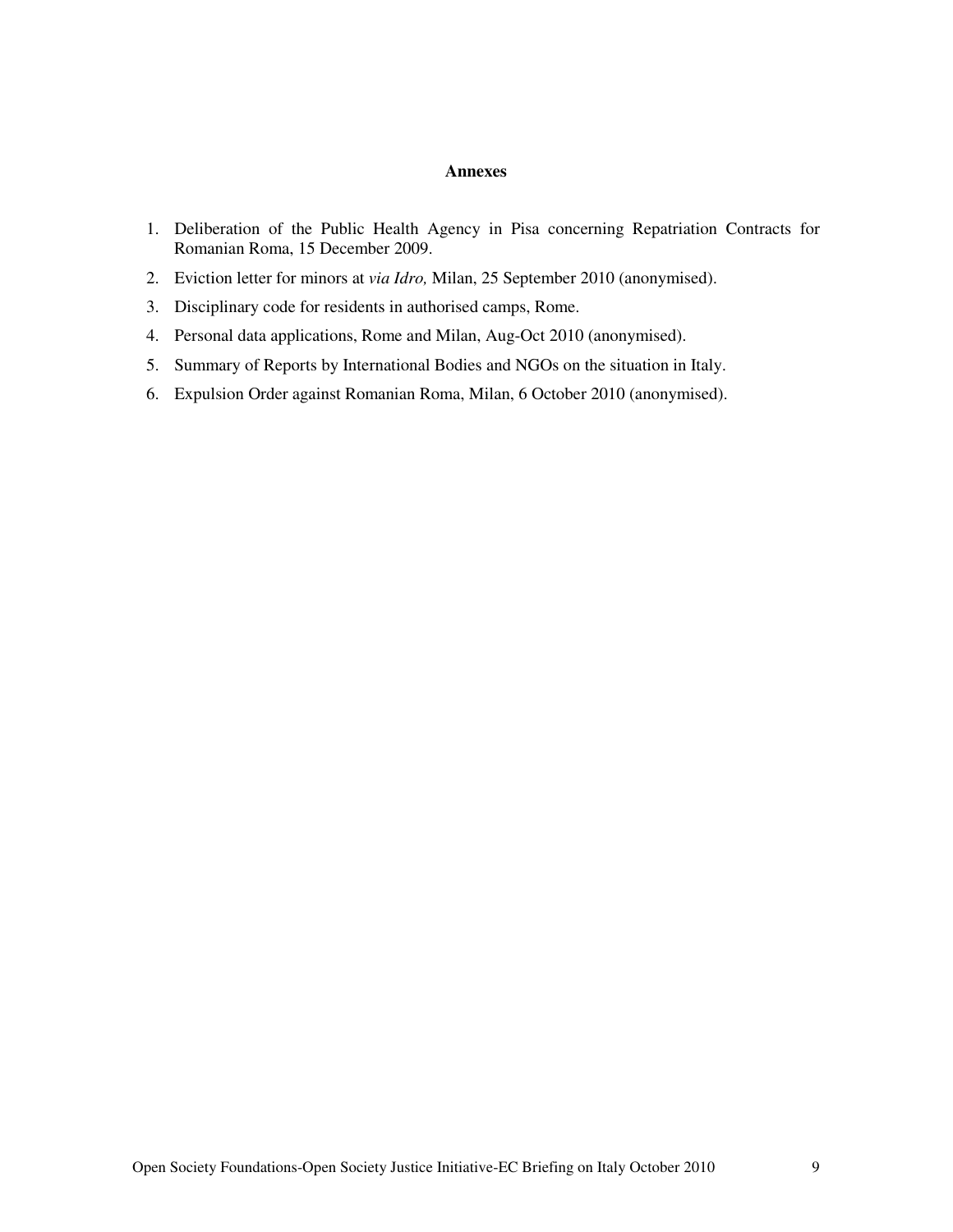**Annexes**

1. Deliberation of the Public Health Agency in Pisa concerning Repatriation Contracts for Romanian Roma, 15 December 2009.
2. Eviction letter for minors at *via Idro,* Milan, 25 September 2010 (anonymised).
3. Disciplinary code for residents in authorised camps, Rome.
4. Personal data applications, Rome and Milan, Aug-Oct 2010 (anonymised).
5. Summary of Reports by International Bodies and NGOs on the situation in Italy.
6. Expulsion Order against Romanian Roma, Milan, 6 October 2010 (anonymised).